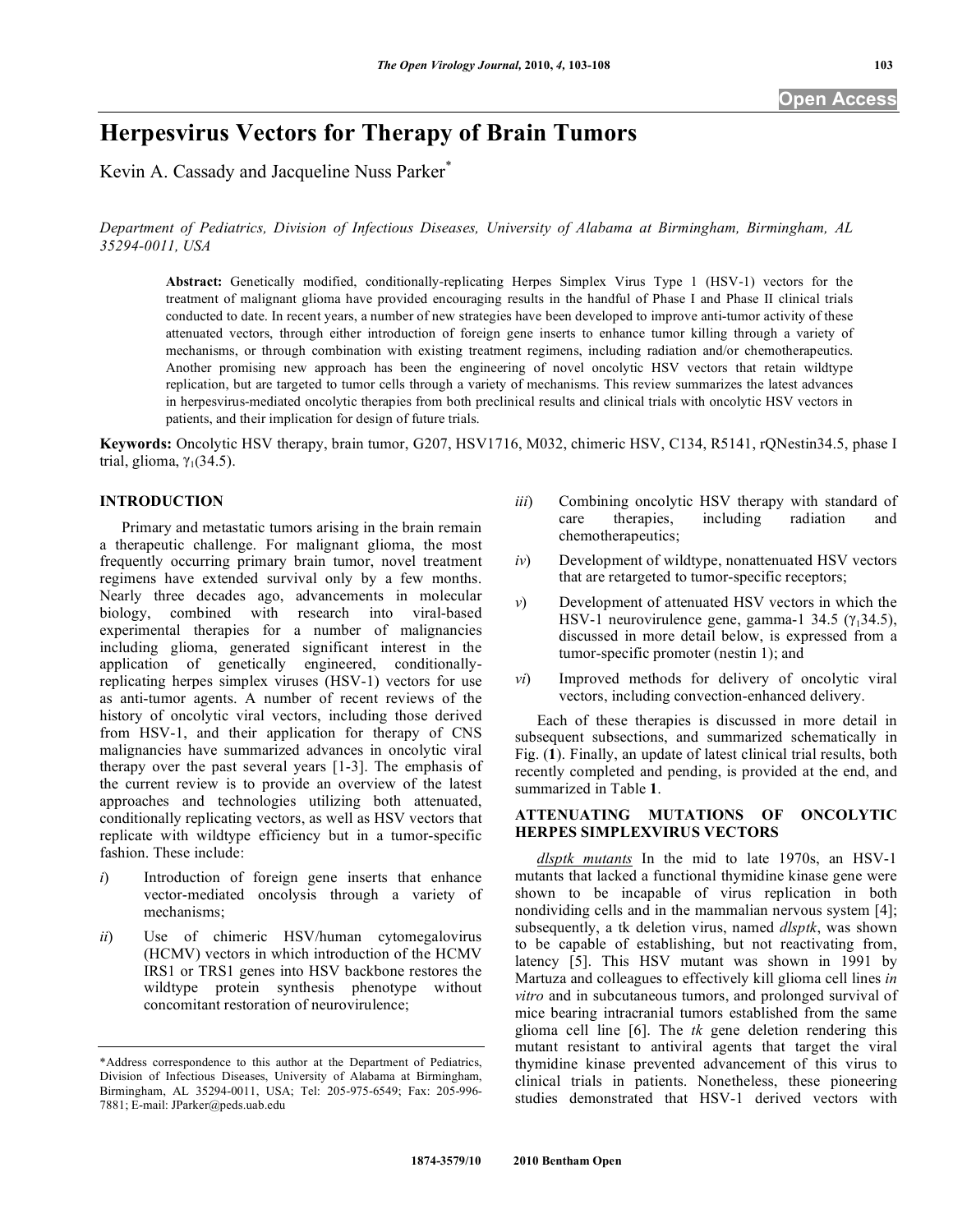# Herpesvirus Vectors for Therapy of Brain Tumors

Kevin A. Cassady and Jacqueline Nuss Parker*

*Department of Pediatrics, Division of Infectious Diseases, University of Alabama at Birmingham, Birmingham, AL 35294-0011, USA*

**Abstract:** Genetically modified, conditionally-replicating Herpes Simplex Virus Type 1 (HSV-1) vectors for the treatment of malignant glioma have provided encouraging results in the handful of Phase I and Phase II clinical trials conducted to date. In recent years, a number of new strategies have been developed to improve anti-tumor activity of these attenuated vectors, through either introduction of foreign gene inserts to enhance tumor killing through a variety of mechanisms, or through combination with existing treatment regimens, including radiation and/or chemotherapeutics. Another promising new approach has been the engineering of novel oncolytic HSV vectors that retain wildtype replication, but are targeted to tumor cells through a variety of mechanisms. This review summarizes the latest advances in herpesvirus-mediated oncolytic therapies from both preclinical results and clinical trials with oncolytic HSV vectors in patients, and their implication for design of future trials.

**Keywords:** Oncolytic HSV therapy, brain tumor, G207, HSV1716, M032, chimeric HSV, C134, R5141, rQNestin34.5, phase I trial, glioma, $\gamma_1$(34.5).

## INTRODUCTION

Primary and metastatic tumors arising in the brain remain a therapeutic challenge. For malignant glioma, the most frequently occurring primary brain tumor, novel treatment regimens have extended survival only by a few months. Nearly three decades ago, advancements in molecular biology, combined with research into viral-based experimental therapies for a number of malignancies including glioma, generated significant interest in the application of genetically engineered, conditionally-replicating herpes simplex viruses (HSV-1) vectors for use as anti-tumor agents. A number of recent reviews of the history of oncolytic viral vectors, including those derived from HSV-1, and their application for therapy of CNS malignancies have summarized advances in oncolytic viral therapy over the past several years [1-3]. The emphasis of the current review is to provide an overview of the latest approaches and technologies utilizing both attenuated, conditionally replicating vectors, as well as HSV vectors that replicate with wildtype efficiency but in a tumor-specific fashion. These include:

- *i*) Introduction of foreign gene inserts that enhance vector-mediated oncolysis through a variety of mechanisms;
- *ii*) Use of chimeric HSV/human cytomegalovirus (HCMV) vectors in which introduction of the HCMV IRS1 or TRS1 genes into HSV backbone restores the wildtype protein synthesis phenotype without concomitant restoration of neurovirulence;
- *iii*) Combining oncolytic HSV therapy with standard of care therapies, including radiation and chemotherapeutics;
- *iv*) Development of wildtype, nonattenuated HSV vectors that are retargeted to tumor-specific receptors;
- *v*) Development of attenuated HSV vectors in which the HSV-1 neurovirulence gene, gamma-1 34.5 ($\gamma_1$34.5), discussed in more detail below, is expressed from a tumor-specific promoter (nestin 1); and
- *vi*) Improved methods for delivery of oncolytic viral vectors, including convection-enhanced delivery.

Each of these therapies is discussed in more detail in subsequent subsections, and summarized schematically in Fig. (**1**). Finally, an update of latest clinical trial results, both recently completed and pending, is provided at the end, and summarized in Table **1**.

## ATTENUATING MUTATIONS OF ONCOLYTIC HERPES SIMPLEXVIRUS VECTORS

<u>*dlsptk mutants*</u> In the mid to late 1970s, an HSV-1 mutants that lacked a functional thymidine kinase gene were shown to be incapable of virus replication in both nondividing cells and in the mammalian nervous system [4]; subsequently, a tk deletion virus, named *dlsptk*, was shown to be capable of establishing, but not reactivating from, latency [5]. This HSV mutant was shown in 1991 by Martuza and colleagues to effectively kill glioma cell lines *in vitro* and in subcutaneous tumors, and prolonged survival of mice bearing intracranial tumors established from the same glioma cell line [6]. The *tk* gene deletion rendering this mutant resistant to antiviral agents that target the viral thymidine kinase prevented advancement of this virus to clinical trials in patients. Nonetheless, these pioneering studies demonstrated that HSV-1 derived vectors with

*Address correspondence to this author at the Department of Pediatrics, Division of Infectious Diseases, University of Alabama at Birmingham, Birmingham, AL 35294-0011, USA; Tel: 205-975-6549; Fax: 205-996-7881; E-mail: JParker@peds.uab.edu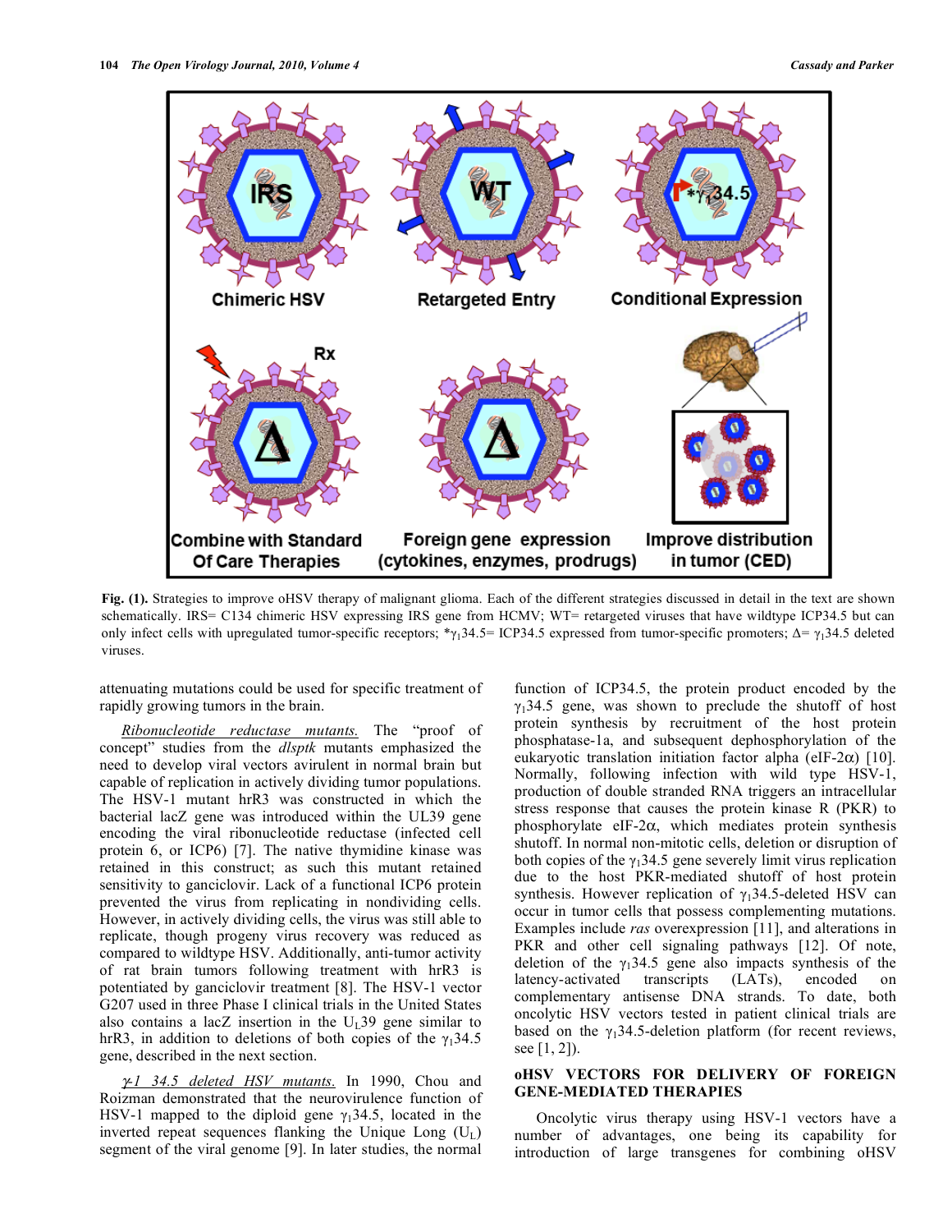**Fig. (1).** Strategies to improve oHSV therapy of malignant glioma. Each of the different strategies discussed in detail in the text are shown schematically. IRS= C134 chimeric HSV expressing IRS gene from HCMV; WT= retargeted viruses that have wildtype ICP34.5 but can only infect cells with upregulated tumor-specific receptors; *$\gamma_1$34.5= ICP34.5 expressed from tumor-specific promoters; Δ= $\gamma_1$34.5 deleted viruses.

attenuating mutations could be used for specific treatment of rapidly growing tumors in the brain.

*Ribonucleotide reductase mutants.* The "proof of concept" studies from the *dlsptk* mutants emphasized the need to develop viral vectors avirulent in normal brain but capable of replication in actively dividing tumor populations. The HSV-1 mutant hrR3 was constructed in which the bacterial lacZ gene was introduced within the UL39 gene encoding the viral ribonucleotide reductase (infected cell protein 6, or ICP6) [7]. The native thymidine kinase was retained in this construct; as such this mutant retained sensitivity to ganciclovir. Lack of a functional ICP6 protein prevented the virus from replicating in nondividing cells. However, in actively dividing cells, the virus was still able to replicate, though progeny virus recovery was reduced as compared to wildtype HSV. Additionally, anti-tumor activity of rat brain tumors following treatment with hrR3 is potentiated by ganciclovir treatment [8]. The HSV-1 vector G207 used in three Phase I clinical trials in the United States also contains a lacZ insertion in the $U_L$39 gene similar to hrR3, in addition to deletions of both copies of the $\gamma_1$34.5 gene, described in the next section.

*$\gamma$-1 34.5 deleted HSV mutants.* In 1990, Chou and Roizman demonstrated that the neurovirulence function of HSV-1 mapped to the diploid gene $\gamma_1$34.5, located in the inverted repeat sequences flanking the Unique Long ($U_L$) segment of the viral genome [9]. In later studies, the normal function of ICP34.5, the protein product encoded by the $\gamma_1$34.5 gene, was shown to preclude the shutoff of host protein synthesis by recruitment of the host protein phosphatase-1a, and subsequent dephosphorylation of the eukaryotic translation initiation factor alpha (eIF-2α) [10]. Normally, following infection with wild type HSV-1, production of double stranded RNA triggers an intracellular stress response that causes the protein kinase R (PKR) to phosphorylate eIF-2α, which mediates protein synthesis shutoff. In normal non-mitotic cells, deletion or disruption of both copies of the $\gamma_1$34.5 gene severely limit virus replication due to the host PKR-mediated shutoff of host protein synthesis. However replication of $\gamma_1$34.5-deleted HSV can occur in tumor cells that possess complementing mutations. Examples include *ras* overexpression [11], and alterations in PKR and other cell signaling pathways [12]. Of note, deletion of the $\gamma_1$34.5 gene also impacts synthesis of the latency-activated transcripts (LATs), encoded on complementary antisense DNA strands. To date, both oncolytic HSV vectors tested in patient clinical trials are based on the $\gamma_1$34.5-deletion platform (for recent reviews, see [1, 2]).

## oHSV VECTORS FOR DELIVERY OF FOREIGN GENE-MEDIATED THERAPIES

Oncolytic virus therapy using HSV-1 vectors have a number of advantages, one being its capability for introduction of large transgenes for combining oHSV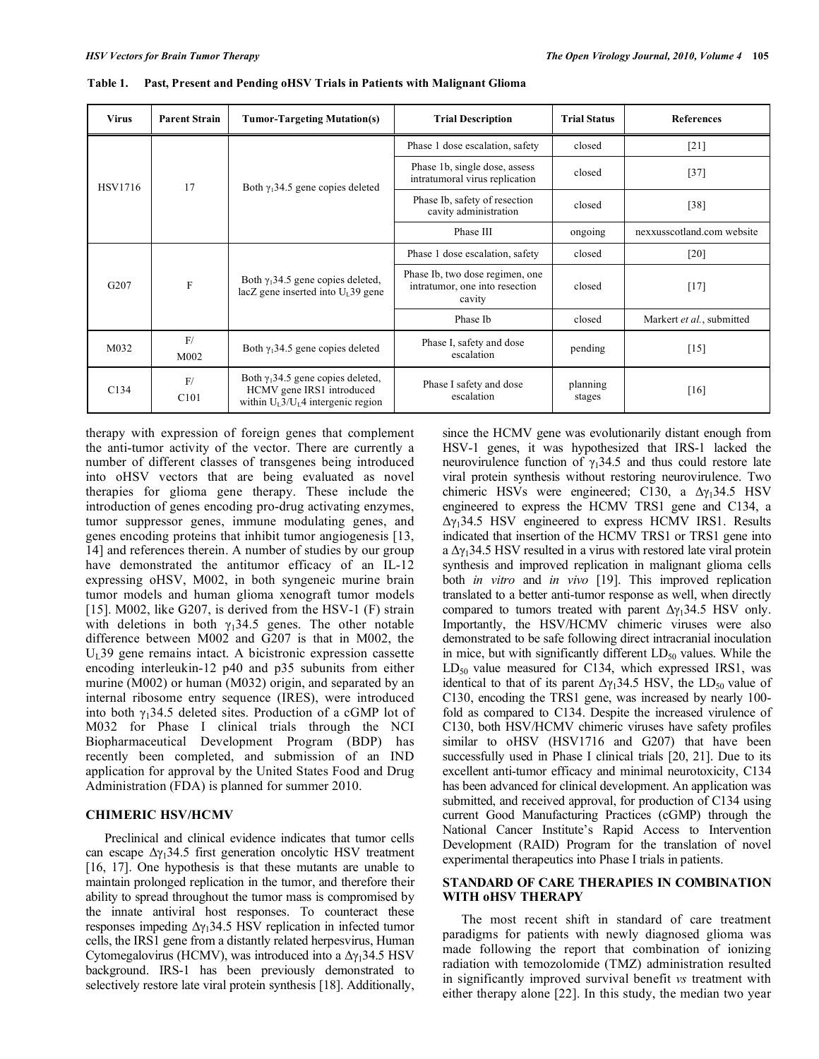**Table 1. Past, Present and Pending oHSV Trials in Patients with Malignant Glioma**

| Virus | Parent Strain | Tumor-Targeting Mutation(s) | Trial Description | Trial Status | References |
|---|---|---|---|---|---|
| HSV1716 | 17 | Both $\gamma_1$34.5 gene copies deleted | Phase 1 dose escalation, safety | closed | [21] |
| | | | Phase 1b, single dose, assess intratumoral virus replication | closed | [37] |
| | | | Phase Ib, safety of resection cavity administration | closed | [38] |
| | | | Phase III | ongoing | nexxusscotland.com website |
| G207 | F | Both $\gamma_1$34.5 gene copies deleted, lacZ gene inserted into $U_L$39 gene | Phase 1 dose escalation, safety | closed | [20] |
| | | | Phase Ib, two dose regimen, one intratumor, one into resection cavity | closed | [17] |
| | | | Phase Ib | closed | Markert *et al.*, submitted |
| M032 | F/ M002 | Both $\gamma_1$34.5 gene copies deleted | Phase I, safety and dose escalation | pending | [15] |
| C134 | F/ C101 | Both $\gamma_1$34.5 gene copies deleted, HCMV gene IRS1 introduced within $U_L3/U_L4$ intergenic region | Phase I safety and dose escalation | planning stages | [16] |

therapy with expression of foreign genes that complement the anti-tumor activity of the vector. There are currently a number of different classes of transgenes being introduced into oHSV vectors that are being evaluated as novel therapies for glioma gene therapy. These include the introduction of genes encoding pro-drug activating enzymes, tumor suppressor genes, immune modulating genes, and genes encoding proteins that inhibit tumor angiogenesis [13, 14] and references therein. A number of studies by our group have demonstrated the antitumor efficacy of an IL-12 expressing oHSV, M002, in both syngeneic murine brain tumor models and human glioma xenograft tumor models [15]. M002, like G207, is derived from the HSV-1 (F) strain with deletions in both $\gamma_1$34.5 genes. The other notable difference between M002 and G207 is that in M002, the $U_L$39 gene remains intact. A bicistronic expression cassette encoding interleukin-12 p40 and p35 subunits from either murine (M002) or human (M032) origin, and separated by an internal ribosome entry sequence (IRES), were introduced into both $\gamma_1$34.5 deleted sites. Production of a cGMP lot of M032 for Phase I clinical trials through the NCI Biopharmaceutical Development Program (BDP) has recently been completed, and submission of an IND application for approval by the United States Food and Drug Administration (FDA) is planned for summer 2010.

## CHIMERIC HSV/HCMV

Preclinical and clinical evidence indicates that tumor cells can escape $\Delta\gamma_1$34.5 first generation oncolytic HSV treatment [16, 17]. One hypothesis is that these mutants are unable to maintain prolonged replication in the tumor, and therefore their ability to spread throughout the tumor mass is compromised by the innate antiviral host responses. To counteract these responses impeding $\Delta\gamma_1$34.5 HSV replication in infected tumor cells, the IRS1 gene from a distantly related herpesvirus, Human Cytomegalovirus (HCMV), was introduced into a $\Delta\gamma_1$34.5 HSV background. IRS-1 has been previously demonstrated to selectively restore late viral protein synthesis [18]. Additionally, since the HCMV gene was evolutionarily distant enough from HSV-1 genes, it was hypothesized that IRS-1 lacked the neurovirulence function of $\gamma_1$34.5 and thus could restore late viral protein synthesis without restoring neurovirulence. Two chimeric HSVs were engineered; C130, a $\Delta\gamma_1$34.5 HSV engineered to express the HCMV TRS1 gene and C134, a $\Delta\gamma_1$34.5 HSV engineered to express HCMV IRS1. Results indicated that insertion of the HCMV TRS1 or TRS1 gene into a $\Delta\gamma_1$34.5 HSV resulted in a virus with restored late viral protein synthesis and improved replication in malignant glioma cells both *in vitro* and *in vivo* [19]. This improved replication translated to a better anti-tumor response as well, when directly compared to tumors treated with parent $\Delta\gamma_1$34.5 HSV only. Importantly, the HSV/HCMV chimeric viruses were also demonstrated to be safe following direct intracranial inoculation in mice, but with significantly different $LD_{50}$ values. While the $LD_{50}$ value measured for C134, which expressed IRS1, was identical to that of its parent $\Delta\gamma_1$34.5 HSV, the $LD_{50}$ value of C130, encoding the TRS1 gene, was increased by nearly 100-fold as compared to C134. Despite the increased virulence of C130, both HSV/HCMV chimeric viruses have safety profiles similar to oHSV (HSV1716 and G207) that have been successfully used in Phase I clinical trials [20, 21]. Due to its excellent anti-tumor efficacy and minimal neurotoxicity, C134 has been advanced for clinical development. An application was submitted, and received approval, for production of C134 using current Good Manufacturing Practices (cGMP) through the National Cancer Institute's Rapid Access to Intervention Development (RAID) Program for the translation of novel experimental therapeutics into Phase I trials in patients.

## STANDARD OF CARE THERAPIES IN COMBINATION WITH oHSV THERAPY

The most recent shift in standard of care treatment paradigms for patients with newly diagnosed glioma was made following the report that combination of ionizing radiation with temozolomide (TMZ) administration resulted in significantly improved survival benefit *vs* treatment with either therapy alone [22]. In this study, the median two year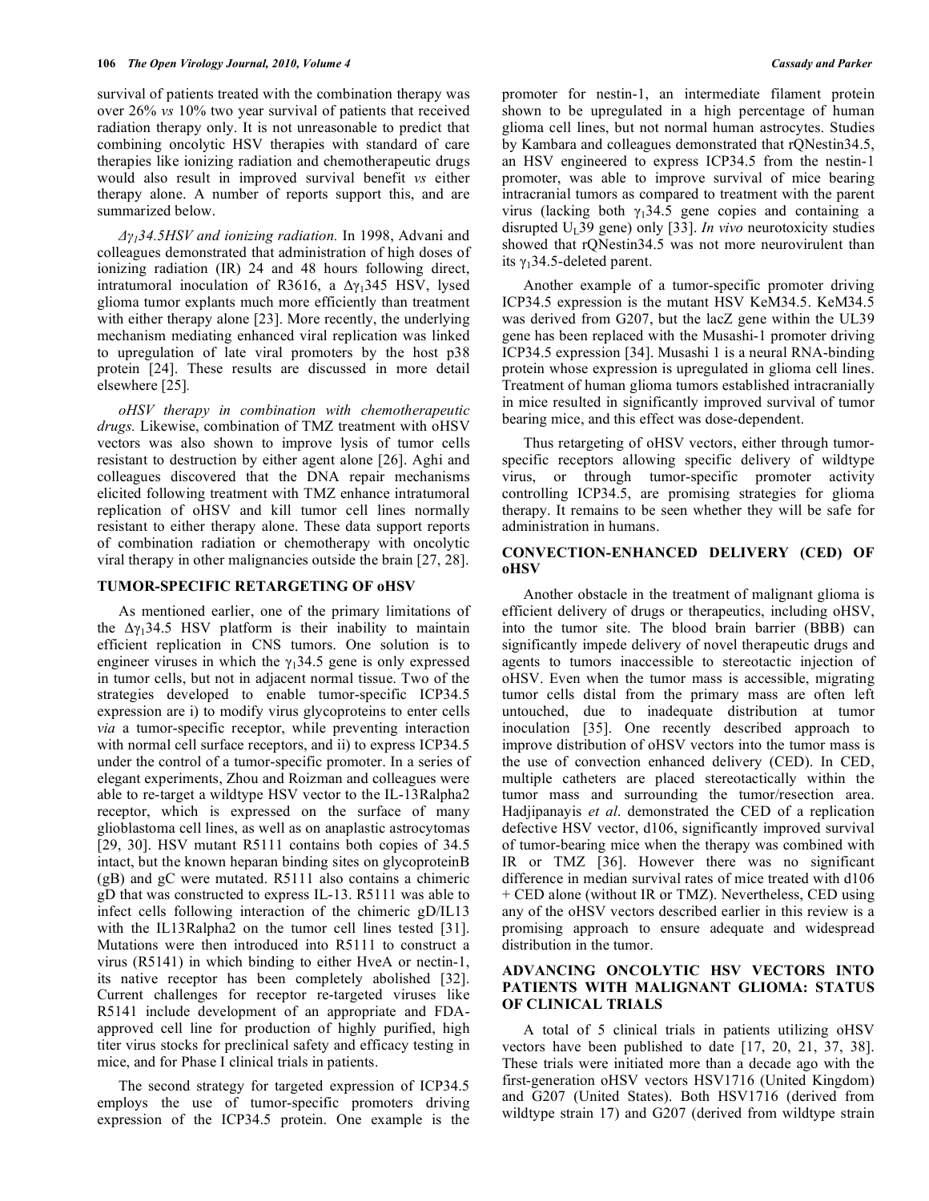survival of patients treated with the combination therapy was over 26% *vs* 10% two year survival of patients that received radiation therapy only. It is not unreasonable to predict that combining oncolytic HSV therapies with standard of care therapies like ionizing radiation and chemotherapeutic drugs would also result in improved survival benefit *vs* either therapy alone. A number of reports support this, and are summarized below.

*$\Delta\gamma_1$34.5HSV and ionizing radiation.* In 1998, Advani and colleagues demonstrated that administration of high doses of ionizing radiation (IR) 24 and 48 hours following direct, intratumoral inoculation of R3616, a $\Delta\gamma_1$345 HSV, lysed glioma tumor explants much more efficiently than treatment with either therapy alone [23]. More recently, the underlying mechanism mediating enhanced viral replication was linked to upregulation of late viral promoters by the host p38 protein [24]. These results are discussed in more detail elsewhere [25].

*oHSV therapy in combination with chemotherapeutic drugs.* Likewise, combination of TMZ treatment with oHSV vectors was also shown to improve lysis of tumor cells resistant to destruction by either agent alone [26]. Aghi and colleagues discovered that the DNA repair mechanisms elicited following treatment with TMZ enhance intratumoral replication of oHSV and kill tumor cell lines normally resistant to either therapy alone. These data support reports of combination radiation or chemotherapy with oncolytic viral therapy in other malignancies outside the brain [27, 28].

## TUMOR-SPECIFIC RETARGETING OF oHSV

As mentioned earlier, one of the primary limitations of the $\Delta\gamma_1$34.5 HSV platform is their inability to maintain efficient replication in CNS tumors. One solution is to engineer viruses in which the $\gamma_1$34.5 gene is only expressed in tumor cells, but not in adjacent normal tissue. Two of the strategies developed to enable tumor-specific ICP34.5 expression are i) to modify virus glycoproteins to enter cells *via* a tumor-specific receptor, while preventing interaction with normal cell surface receptors, and ii) to express ICP34.5 under the control of a tumor-specific promoter. In a series of elegant experiments, Zhou and Roizman and colleagues were able to re-target a wildtype HSV vector to the IL-13Ralpha2 receptor, which is expressed on the surface of many glioblastoma cell lines, as well as on anaplastic astrocytomas [29, 30]. HSV mutant R5111 contains both copies of 34.5 intact, but the known heparan binding sites on glycoproteinB (gB) and gC were mutated. R5111 also contains a chimeric gD that was constructed to express IL-13. R5111 was able to infect cells following interaction of the chimeric gD/IL13 with the IL13Ralpha2 on the tumor cell lines tested [31]. Mutations were then introduced into R5111 to construct a virus (R5141) in which binding to either HveA or nectin-1, its native receptor has been completely abolished [32]. Current challenges for receptor re-targeted viruses like R5141 include development of an appropriate and FDA-approved cell line for production of highly purified, high titer virus stocks for preclinical safety and efficacy testing in mice, and for Phase I clinical trials in patients.

The second strategy for targeted expression of ICP34.5 employs the use of tumor-specific promoters driving expression of the ICP34.5 protein. One example is the promoter for nestin-1, an intermediate filament protein shown to be upregulated in a high percentage of human glioma cell lines, but not normal human astrocytes. Studies by Kambara and colleagues demonstrated that rQNestin34.5, an HSV engineered to express ICP34.5 from the nestin-1 promoter, was able to improve survival of mice bearing intracranial tumors as compared to treatment with the parent virus (lacking both $\gamma_1$34.5 gene copies and containing a disrupted $U_L$39 gene) only [33]. *In vivo* neurotoxicity studies showed that rQNestin34.5 was not more neurovirulent than its $\gamma_1$34.5-deleted parent.

Another example of a tumor-specific promoter driving ICP34.5 expression is the mutant HSV KeM34.5. KeM34.5 was derived from G207, but the lacZ gene within the UL39 gene has been replaced with the Musashi-1 promoter driving ICP34.5 expression [34]. Musashi 1 is a neural RNA-binding protein whose expression is upregulated in glioma cell lines. Treatment of human glioma tumors established intracranially in mice resulted in significantly improved survival of tumor bearing mice, and this effect was dose-dependent.

Thus retargeting of oHSV vectors, either through tumor-specific receptors allowing specific delivery of wildtype virus, or through tumor-specific promoter activity controlling ICP34.5, are promising strategies for glioma therapy. It remains to be seen whether they will be safe for administration in humans.

## CONVECTION-ENHANCED DELIVERY (CED) OF oHSV

Another obstacle in the treatment of malignant glioma is efficient delivery of drugs or therapeutics, including oHSV, into the tumor site. The blood brain barrier (BBB) can significantly impede delivery of novel therapeutic drugs and agents to tumors inaccessible to stereotactic injection of oHSV. Even when the tumor mass is accessible, migrating tumor cells distal from the primary mass are often left untouched, due to inadequate distribution at tumor inoculation [35]. One recently described approach to improve distribution of oHSV vectors into the tumor mass is the use of convection enhanced delivery (CED). In CED, multiple catheters are placed stereotactically within the tumor mass and surrounding the tumor/resection area. Hadjipanayis *et al*. demonstrated the CED of a replication defective HSV vector, d106, significantly improved survival of tumor-bearing mice when the therapy was combined with IR or TMZ [36]. However there was no significant difference in median survival rates of mice treated with d106 + CED alone (without IR or TMZ). Nevertheless, CED using any of the oHSV vectors described earlier in this review is a promising approach to ensure adequate and widespread distribution in the tumor.

## ADVANCING ONCOLYTIC HSV VECTORS INTO PATIENTS WITH MALIGNANT GLIOMA: STATUS OF CLINICAL TRIALS

A total of 5 clinical trials in patients utilizing oHSV vectors have been published to date [17, 20, 21, 37, 38]. These trials were initiated more than a decade ago with the first-generation oHSV vectors HSV1716 (United Kingdom) and G207 (United States). Both HSV1716 (derived from wildtype strain 17) and G207 (derived from wildtype strain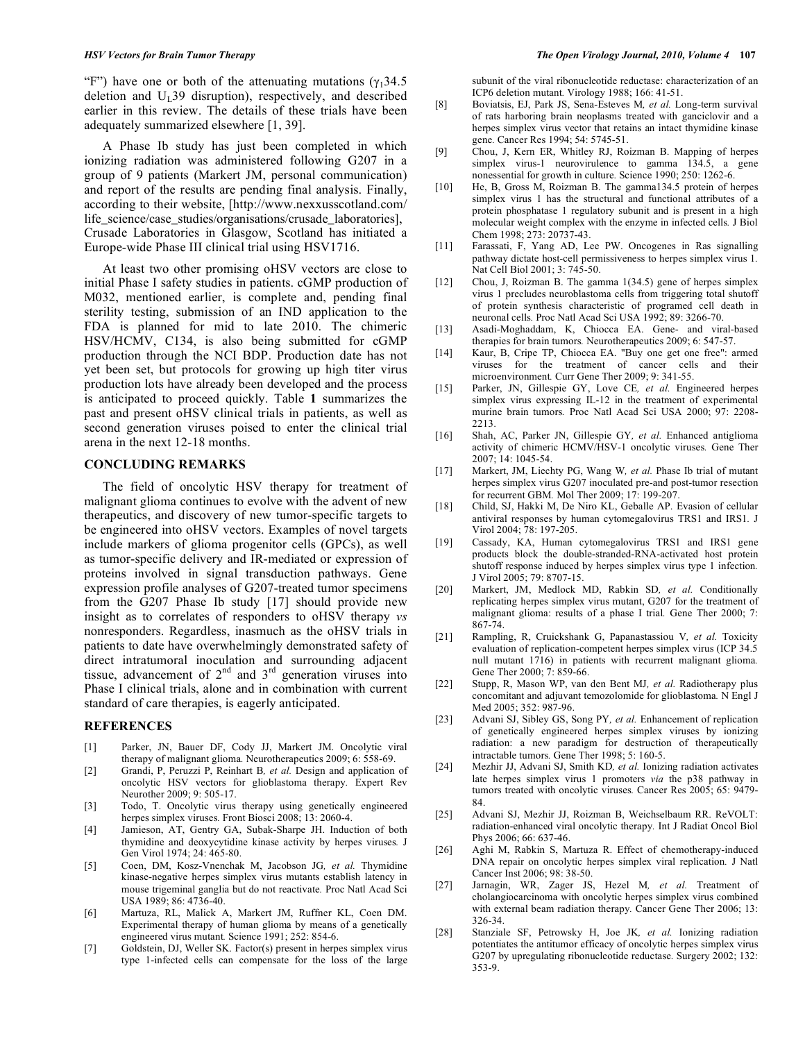"F") have one or both of the attenuating mutations ($\gamma_1$34.5 deletion and $U_L$39 disruption), respectively, and described earlier in this review. The details of these trials have been adequately summarized elsewhere [1, 39].

A Phase Ib study has just been completed in which ionizing radiation was administered following G207 in a group of 9 patients (Markert JM, personal communication) and report of the results are pending final analysis. Finally, according to their website, [http://www.nexxusscotland.com/life_science/case_studies/organisations/crusade_laboratories], Crusade Laboratories in Glasgow, Scotland has initiated a Europe-wide Phase III clinical trial using HSV1716.

At least two other promising oHSV vectors are close to initial Phase I safety studies in patients. cGMP production of M032, mentioned earlier, is complete and, pending final sterility testing, submission of an IND application to the FDA is planned for mid to late 2010. The chimeric HSV/HCMV, C134, is also being submitted for cGMP production through the NCI BDP. Production date has not yet been set, but protocols for growing up high titer virus production lots have already been developed and the process is anticipated to proceed quickly. Table **1** summarizes the past and present oHSV clinical trials in patients, as well as second generation viruses poised to enter the clinical trial arena in the next 12-18 months.

## CONCLUDING REMARKS

The field of oncolytic HSV therapy for treatment of malignant glioma continues to evolve with the advent of new therapeutics, and discovery of new tumor-specific targets to be engineered into oHSV vectors. Examples of novel targets include markers of glioma progenitor cells (GPCs), as well as tumor-specific delivery and IR-mediated or expression of proteins involved in signal transduction pathways. Gene expression profile analyses of G207-treated tumor specimens from the G207 Phase Ib study [17] should provide new insight as to correlates of responders to oHSV therapy *vs* nonresponders. Regardless, inasmuch as the oHSV trials in patients to date have overwhelmingly demonstrated safety of direct intratumoral inoculation and surrounding adjacent tissue, advancement of 2nd and 3rd generation viruses into Phase I clinical trials, alone and in combination with current standard of care therapies, is eagerly anticipated.

## REFERENCES

[1] Parker, JN, Bauer DF, Cody JJ, Markert JM. Oncolytic viral therapy of malignant glioma. Neurotherapeutics 2009; 6: 558-69.

[2] Grandi, P, Peruzzi P, Reinhart B, *et al.* Design and application of oncolytic HSV vectors for glioblastoma therapy. Expert Rev Neurother 2009; 9: 505-17.

[3] Todo, T. Oncolytic virus therapy using genetically engineered herpes simplex viruses. Front Biosci 2008; 13: 2060-4.

[4] Jamieson, AT, Gentry GA, Subak-Sharpe JH. Induction of both thymidine and deoxycytidine kinase activity by herpes viruses. J Gen Virol 1974; 24: 465-80.

[5] Coen, DM, Kosz-Vnenchak M, Jacobson JG, *et al.* Thymidine kinase-negative herpes simplex virus mutants establish latency in mouse trigeminal ganglia but do not reactivate. Proc Natl Acad Sci USA 1989; 86: 4736-40.

[6] Martuza, RL, Malick A, Markert JM, Ruffner KL, Coen DM. Experimental therapy of human glioma by means of a genetically engineered virus mutant. Science 1991; 252: 854-6.

[7] Goldstein, DJ, Weller SK. Factor(s) present in herpes simplex virus type 1-infected cells can compensate for the loss of the large subunit of the viral ribonucleotide reductase: characterization of an ICP6 deletion mutant. Virology 1988; 166: 41-51.

[8] Boviatsis, EJ, Park JS, Sena-Esteves M, *et al.* Long-term survival of rats harboring brain neoplasms treated with ganciclovir and a herpes simplex virus vector that retains an intact thymidine kinase gene. Cancer Res 1994; 54: 5745-51.

[9] Chou, J, Kern ER, Whitley RJ, Roizman B. Mapping of herpes simplex virus-1 neurovirulence to gamma 134.5, a gene nonessential for growth in culture. Science 1990; 250: 1262-6.

[10] He, B, Gross M, Roizman B. The gamma134.5 protein of herpes simplex virus 1 has the structural and functional attributes of a protein phosphatase 1 regulatory subunit and is present in a high molecular weight complex with the enzyme in infected cells. J Biol Chem 1998; 273: 20737-43.

[11] Farassati, F, Yang AD, Lee PW. Oncogenes in Ras signalling pathway dictate host-cell permissiveness to herpes simplex virus 1. Nat Cell Biol 2001; 3: 745-50.

[12] Chou, J, Roizman B. The gamma 1(34.5) gene of herpes simplex virus 1 precludes neuroblastoma cells from triggering total shutoff of protein synthesis characteristic of programed cell death in neuronal cells. Proc Natl Acad Sci USA 1992; 89: 3266-70.

[13] Asadi-Moghaddam, K, Chiocca EA. Gene- and viral-based therapies for brain tumors. Neurotherapeutics 2009; 6: 547-57.

[14] Kaur, B, Cripe TP, Chiocca EA. "Buy one get one free": armed viruses for the treatment of cancer cells and their microenvironment. Curr Gene Ther 2009; 9: 341-55.

[15] Parker, JN, Gillespie GY, Love CE, *et al.* Engineered herpes simplex virus expressing IL-12 in the treatment of experimental murine brain tumors. Proc Natl Acad Sci USA 2000; 97: 2208-2213.

[16] Shah, AC, Parker JN, Gillespie GY, *et al.* Enhanced antiglioma activity of chimeric HCMV/HSV-1 oncolytic viruses. Gene Ther 2007; 14: 1045-54.

[17] Markert, JM, Liechty PG, Wang W, *et al.* Phase Ib trial of mutant herpes simplex virus G207 inoculated pre-and post-tumor resection for recurrent GBM. Mol Ther 2009; 17: 199-207.

[18] Child, SJ, Hakki M, De Niro KL, Geballe AP. Evasion of cellular antiviral responses by human cytomegalovirus TRS1 and IRS1. J Virol 2004; 78: 197-205.

[19] Cassady, KA, Human cytomegalovirus TRS1 and IRS1 gene products block the double-stranded-RNA-activated host protein shutoff response induced by herpes simplex virus type 1 infection. J Virol 2005; 79: 8707-15.

[20] Markert, JM, Medlock MD, Rabkin SD, *et al.* Conditionally replicating herpes simplex virus mutant, G207 for the treatment of malignant glioma: results of a phase I trial. Gene Ther 2000; 7: 867-74.

[21] Rampling, R, Cruickshank G, Papanastassiou V, *et al.* Toxicity evaluation of replication-competent herpes simplex virus (ICP 34.5 null mutant 1716) in patients with recurrent malignant glioma. Gene Ther 2000; 7: 859-66.

[22] Stupp, R, Mason WP, van den Bent MJ, *et al.* Radiotherapy plus concomitant and adjuvant temozolomide for glioblastoma. N Engl J Med 2005; 352: 987-96.

[23] Advani SJ, Sibley GS, Song PY, *et al.* Enhancement of replication of genetically engineered herpes simplex viruses by ionizing radiation: a new paradigm for destruction of therapeutically intractable tumors. Gene Ther 1998; 5: 160-5.

[24] Mezhir JJ, Advani SJ, Smith KD, *et al.* Ionizing radiation activates late herpes simplex virus 1 promoters *via* the p38 pathway in tumors treated with oncolytic viruses. Cancer Res 2005; 65: 9479-84.

[25] Advani SJ, Mezhir JJ, Roizman B, Weichselbaum RR. ReVOLT: radiation-enhanced viral oncolytic therapy. Int J Radiat Oncol Biol Phys 2006; 66: 637-46.

[26] Aghi M, Rabkin S, Martuza R. Effect of chemotherapy-induced DNA repair on oncolytic herpes simplex viral replication. J Natl Cancer Inst 2006; 98: 38-50.

[27] Jarnagin, WR, Zager JS, Hezel M, *et al.* Treatment of cholangiocarcinoma with oncolytic herpes simplex virus combined with external beam radiation therapy. Cancer Gene Ther 2006; 13: 326-34.

[28] Stanziale SF, Petrowsky H, Joe JK, *et al.* Ionizing radiation potentiates the antitumor efficacy of oncolytic herpes simplex virus G207 by upregulating ribonucleotide reductase. Surgery 2002; 132: 353-9.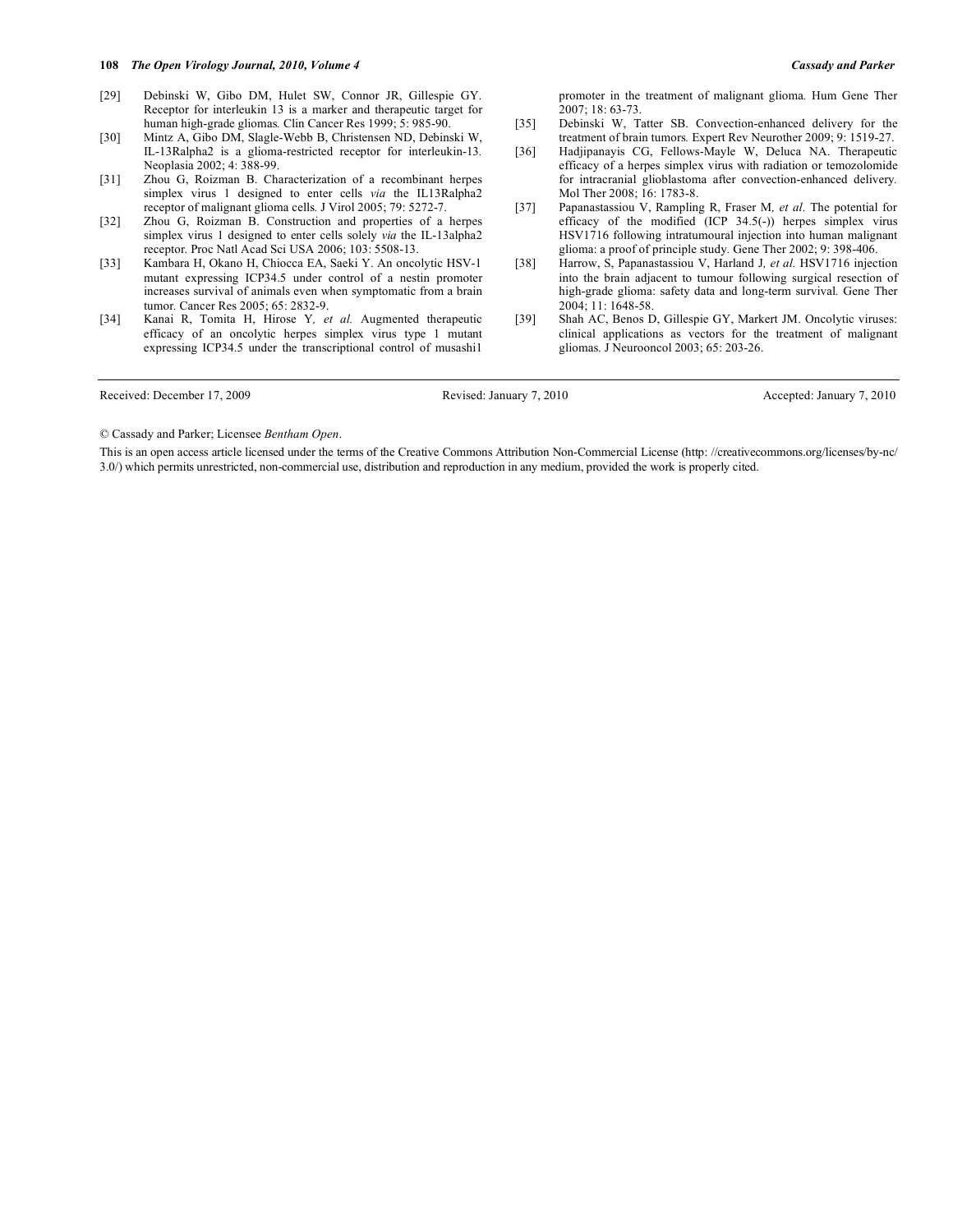[29] Debinski W, Gibo DM, Hulet SW, Connor JR, Gillespie GY. Receptor for interleukin 13 is a marker and therapeutic target for human high-grade gliomas. Clin Cancer Res 1999; 5: 985-90.

[30] Mintz A, Gibo DM, Slagle-Webb B, Christensen ND, Debinski W, IL-13Ralpha2 is a glioma-restricted receptor for interleukin-13. Neoplasia 2002; 4: 388-99.

[31] Zhou G, Roizman B. Characterization of a recombinant herpes simplex virus 1 designed to enter cells *via* the IL13Ralpha2 receptor of malignant glioma cells. J Virol 2005; 79: 5272-7.

[32] Zhou G, Roizman B. Construction and properties of a herpes simplex virus 1 designed to enter cells solely *via* the IL-13alpha2 receptor. Proc Natl Acad Sci USA 2006; 103: 5508-13.

[33] Kambara H, Okano H, Chiocca EA, Saeki Y. An oncolytic HSV-1 mutant expressing ICP34.5 under control of a nestin promoter increases survival of animals even when symptomatic from a brain tumor. Cancer Res 2005; 65: 2832-9.

[34] Kanai R, Tomita H, Hirose Y*, et al.* Augmented therapeutic efficacy of an oncolytic herpes simplex virus type 1 mutant expressing ICP34.5 under the transcriptional control of musashi1 promoter in the treatment of malignant glioma. Hum Gene Ther 2007; 18: 63-73.

[35] Debinski W, Tatter SB. Convection-enhanced delivery for the treatment of brain tumors. Expert Rev Neurother 2009; 9: 1519-27.

[36] Hadjipanayis CG, Fellows-Mayle W, Deluca NA. Therapeutic efficacy of a herpes simplex virus with radiation or temozolomide for intracranial glioblastoma after convection-enhanced delivery. Mol Ther 2008; 16: 1783-8.

[37] Papanastassiou V, Rampling R, Fraser M*, et al.* The potential for efficacy of the modified (ICP 34.5(-)) herpes simplex virus HSV1716 following intratumoural injection into human malignant glioma: a proof of principle study. Gene Ther 2002; 9: 398-406.

[38] Harrow, S, Papanastassiou V, Harland J*, et al.* HSV1716 injection into the brain adjacent to tumour following surgical resection of high-grade glioma: safety data and long-term survival. Gene Ther 2004; 11: 1648-58.

[39] Shah AC, Benos D, Gillespie GY, Markert JM. Oncolytic viruses: clinical applications as vectors for the treatment of malignant gliomas. J Neurooncol 2003; 65: 203-26.

Received: December 17, 2009 Revised: January 7, 2010 Accepted: January 7, 2010

© Cassady and Parker; Licensee *Bentham Open*.

This is an open access article licensed under the terms of the Creative Commons Attribution Non-Commercial License (http: //creativecommons.org/licenses/by-nc/3.0/) which permits unrestricted, non-commercial use, distribution and reproduction in any medium, provided the work is properly cited.